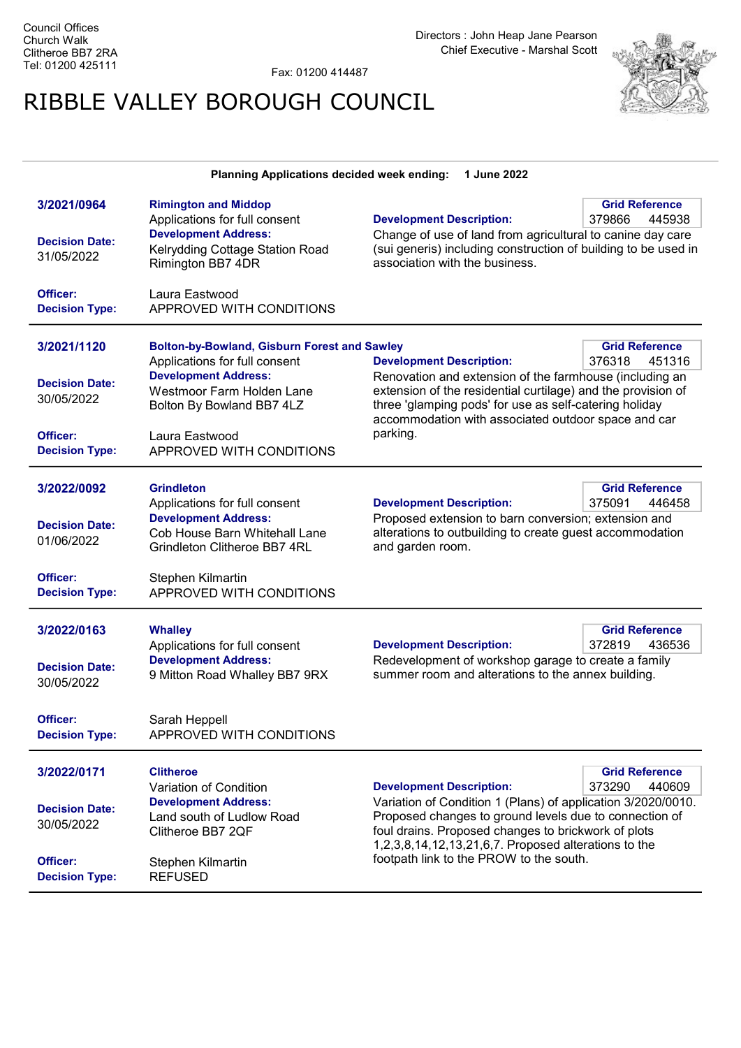Council Offices
Church Walk
Clitheroe BB7 2RA
Tel: 01200 425111

Fax: 01200 414487

Directors : John Heap Jane Pearson
Chief Executive - Marshal Scott

# RIBBLE VALLEY BOROUGH COUNCIL

**Planning Applications decided week ending: 1 June 2022**

---

**3/2021/0964**

**Rimington and Middop**
Applications for full consent

**Grid Reference** 379866 445938

**Decision Date:** 31/05/2022

**Development Address:**
Kelrydding Cottage Station Road Rimington BB7 4DR

**Development Description:**
Change of use of land from agricultural to canine day care (sui generis) including construction of building to be used in association with the business.

**Officer:** Laura Eastwood

**Decision Type:** APPROVED WITH CONDITIONS

---

**3/2021/1120**

**Bolton-by-Bowland, Gisburn Forest and Sawley**
Applications for full consent

**Grid Reference** 376318 451316

**Decision Date:** 30/05/2022

**Development Address:**
Westmoor Farm Holden Lane Bolton By Bowland BB7 4LZ

**Development Description:**
Renovation and extension of the farmhouse (including an extension of the residential curtilage) and the provision of three 'glamping pods' for use as self-catering holiday accommodation with associated outdoor space and car parking.

**Officer:** Laura Eastwood

**Decision Type:** APPROVED WITH CONDITIONS

---

**3/2022/0092**

**Grindleton**
Applications for full consent

**Grid Reference** 375091 446458

**Decision Date:** 01/06/2022

**Development Address:**
Cob House Barn Whitehall Lane Grindleton Clitheroe BB7 4RL

**Development Description:**
Proposed extension to barn conversion; extension and alterations to outbuilding to create guest accommodation and garden room.

**Officer:** Stephen Kilmartin

**Decision Type:** APPROVED WITH CONDITIONS

---

**3/2022/0163**

**Whalley**
Applications for full consent

**Grid Reference** 372819 436536

**Decision Date:** 30/05/2022

**Development Address:**
9 Mitton Road Whalley BB7 9RX

**Development Description:**
Redevelopment of workshop garage to create a family summer room and alterations to the annex building.

**Officer:** Sarah Heppell

**Decision Type:** APPROVED WITH CONDITIONS

---

**3/2022/0171**

**Clitheroe**
Variation of Condition

**Grid Reference** 373290 440609

**Decision Date:** 30/05/2022

**Development Address:**
Land south of Ludlow Road Clitheroe BB7 2QF

**Development Description:**
Variation of Condition 1 (Plans) of application 3/2020/0010. Proposed changes to ground levels due to connection of foul drains. Proposed changes to brickwork of plots 1,2,3,8,14,12,13,21,6,7. Proposed alterations to the footpath link to the PROW to the south.

**Officer:** Stephen Kilmartin

**Decision Type:** REFUSED

---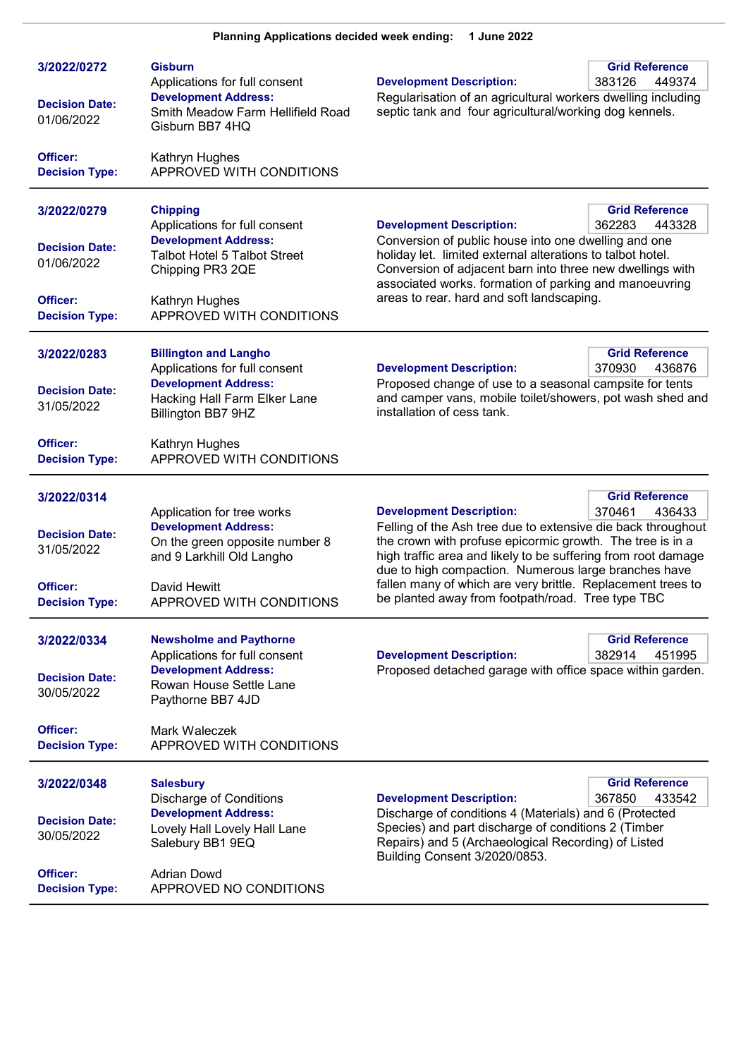**Planning Applications decided week ending: 1 June 2022**

---

**3/2022/0272**

**Gisburn**
Applications for full consent

**Development Address:**
Smith Meadow Farm Hellifield Road Gisburn BB7 4HQ

**Decision Date:** 01/06/2022

**Officer:** Kathryn Hughes

**Decision Type:** APPROVED WITH CONDITIONS

**Grid Reference:** 383126 449374

**Development Description:**
Regularisation of an agricultural workers dwelling including septic tank and four agricultural/working dog kennels.

---

**3/2022/0279**

**Chipping**
Applications for full consent

**Development Address:**
Talbot Hotel 5 Talbot Street Chipping PR3 2QE

**Decision Date:** 01/06/2022

**Officer:** Kathryn Hughes

**Decision Type:** APPROVED WITH CONDITIONS

**Grid Reference:** 362283 443328

**Development Description:**
Conversion of public house into one dwelling and one holiday let. limited external alterations to talbot hotel. Conversion of adjacent barn into three new dwellings with associated works. formation of parking and manoeuvring areas to rear. hard and soft landscaping.

---

**3/2022/0283**

**Billington and Langho**
Applications for full consent

**Development Address:**
Hacking Hall Farm Elker Lane Billington BB7 9HZ

**Decision Date:** 31/05/2022

**Officer:** Kathryn Hughes

**Decision Type:** APPROVED WITH CONDITIONS

**Grid Reference:** 370930 436876

**Development Description:**
Proposed change of use to a seasonal campsite for tents and camper vans, mobile toilet/showers, pot wash shed and installation of cess tank.

---

**3/2022/0314**

Application for tree works

**Development Address:**
On the green opposite number 8 and 9 Larkhill Old Langho

**Decision Date:** 31/05/2022

**Officer:** David Hewitt

**Decision Type:** APPROVED WITH CONDITIONS

**Grid Reference:** 370461 436433

**Development Description:**
Felling of the Ash tree due to extensive die back throughout the crown with profuse epicormic growth. The tree is in a high traffic area and likely to be suffering from root damage due to high compaction. Numerous large branches have fallen many of which are very brittle. Replacement trees to be planted away from footpath/road. Tree type TBC

---

**3/2022/0334**

**Newsholme and Paythorne**
Applications for full consent

**Development Address:**
Rowan House Settle Lane Paythorne BB7 4JD

**Decision Date:** 30/05/2022

**Officer:** Mark Waleczek

**Decision Type:** APPROVED WITH CONDITIONS

**Grid Reference:** 382914 451995

**Development Description:**
Proposed detached garage with office space within garden.

---

**3/2022/0348**

**Salesbury**
Discharge of Conditions

**Development Address:**
Lovely Hall Lovely Hall Lane Salebury BB1 9EQ

**Decision Date:** 30/05/2022

**Officer:** Adrian Dowd

**Decision Type:** APPROVED NO CONDITIONS

**Grid Reference:** 367850 433542

**Development Description:**
Discharge of conditions 4 (Materials) and 6 (Protected Species) and part discharge of conditions 2 (Timber Repairs) and 5 (Archaeological Recording) of Listed Building Consent 3/2020/0853.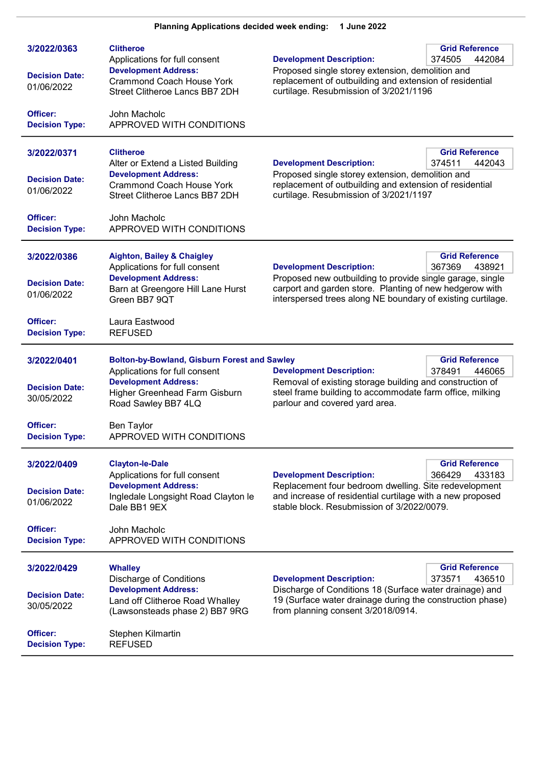**Planning Applications decided week ending: 1 June 2022**

---

**3/2022/0363**

**Clitheroe**
Applications for full consent

**Development Address:**
Crammond Coach House York Street Clitheroe Lancs BB7 2DH

**Grid Reference** 374505 442084

**Development Description:**
Proposed single storey extension, demolition and replacement of outbuilding and extension of residential curtilage. Resubmission of 3/2021/1196

**Decision Date:** 01/06/2022

**Officer:** John Macholc

**Decision Type:** APPROVED WITH CONDITIONS

---

**3/2022/0371**

**Clitheroe**
Alter or Extend a Listed Building

**Development Address:**
Crammond Coach House York Street Clitheroe Lancs BB7 2DH

**Grid Reference** 374511 442043

**Development Description:**
Proposed single storey extension, demolition and replacement of outbuilding and extension of residential curtilage. Resubmission of 3/2021/1197

**Decision Date:** 01/06/2022

**Officer:** John Macholc

**Decision Type:** APPROVED WITH CONDITIONS

---

**3/2022/0386**

**Aighton, Bailey & Chaigley**
Applications for full consent

**Development Address:**
Barn at Greengore Hill Lane Hurst Green BB7 9QT

**Grid Reference** 367369 438921

**Development Description:**
Proposed new outbuilding to provide single garage, single carport and garden store. Planting of new hedgerow with interspersed trees along NE boundary of existing curtilage.

**Decision Date:** 01/06/2022

**Officer:** Laura Eastwood

**Decision Type:** REFUSED

---

**3/2022/0401**

**Bolton-by-Bowland, Gisburn Forest and Sawley**
Applications for full consent

**Development Address:**
Higher Greenhead Farm Gisburn Road Sawley BB7 4LQ

**Grid Reference** 378491 446065

**Development Description:**
Removal of existing storage building and construction of steel frame building to accommodate farm office, milking parlour and covered yard area.

**Decision Date:** 30/05/2022

**Officer:** Ben Taylor

**Decision Type:** APPROVED WITH CONDITIONS

---

**3/2022/0409**

**Clayton-le-Dale**
Applications for full consent

**Development Address:**
Ingledale Longsight Road Clayton le Dale BB1 9EX

**Grid Reference** 366429 433183

**Development Description:**
Replacement four bedroom dwelling. Site redevelopment and increase of residential curtilage with a new proposed stable block. Resubmission of 3/2022/0079.

**Decision Date:** 01/06/2022

**Officer:** John Macholc

**Decision Type:** APPROVED WITH CONDITIONS

---

**3/2022/0429**

**Whalley**
Discharge of Conditions

**Development Address:**
Land off Clitheroe Road Whalley (Lawsonsteads phase 2) BB7 9RG

**Grid Reference** 373571 436510

**Development Description:**
Discharge of Conditions 18 (Surface water drainage) and 19 (Surface water drainage during the construction phase) from planning consent 3/2018/0914.

**Decision Date:** 30/05/2022

**Officer:** Stephen Kilmartin

**Decision Type:** REFUSED

---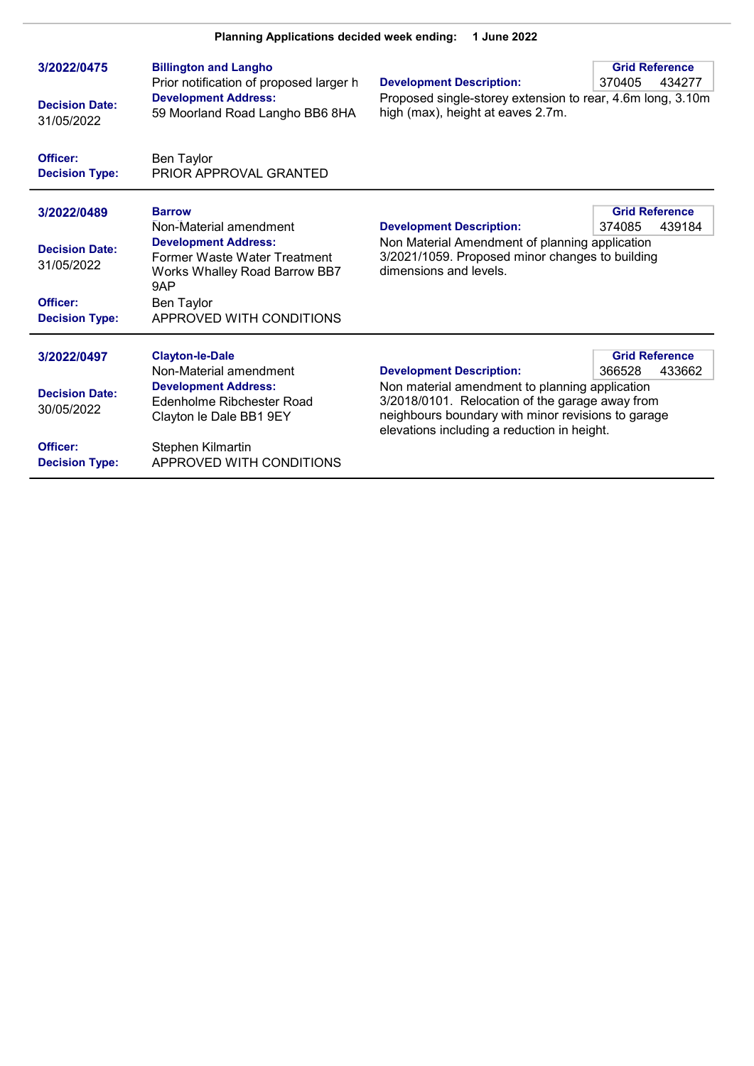**Planning Applications decided week ending: 1 June 2022**

---

**3/2022/0475**

**Billington and Langho**
Prior notification of proposed larger h

**Decision Date:** 31/05/2022

**Development Address:**
59 Moorland Road Langho BB6 8HA

**Development Description:**
Proposed single-storey extension to rear, 4.6m long, 3.10m high (max), height at eaves 2.7m.

**Grid Reference:** 370405 434277

**Officer:** Ben Taylor
**Decision Type:** PRIOR APPROVAL GRANTED

---

**3/2022/0489**

**Barrow**
Non-Material amendment

**Decision Date:** 31/05/2022

**Development Address:**
Former Waste Water Treatment Works Whalley Road Barrow BB7 9AP

**Development Description:**
Non Material Amendment of planning application 3/2021/1059. Proposed minor changes to building dimensions and levels.

**Grid Reference:** 374085 439184

**Officer:** Ben Taylor
**Decision Type:** APPROVED WITH CONDITIONS

---

**3/2022/0497**

**Clayton-le-Dale**
Non-Material amendment

**Decision Date:** 30/05/2022

**Development Address:**
Edenholme Ribchester Road Clayton le Dale BB1 9EY

**Development Description:**
Non material amendment to planning application 3/2018/0101. Relocation of the garage away from neighbours boundary with minor revisions to garage elevations including a reduction in height.

**Grid Reference:** 366528 433662

**Officer:** Stephen Kilmartin
**Decision Type:** APPROVED WITH CONDITIONS

---